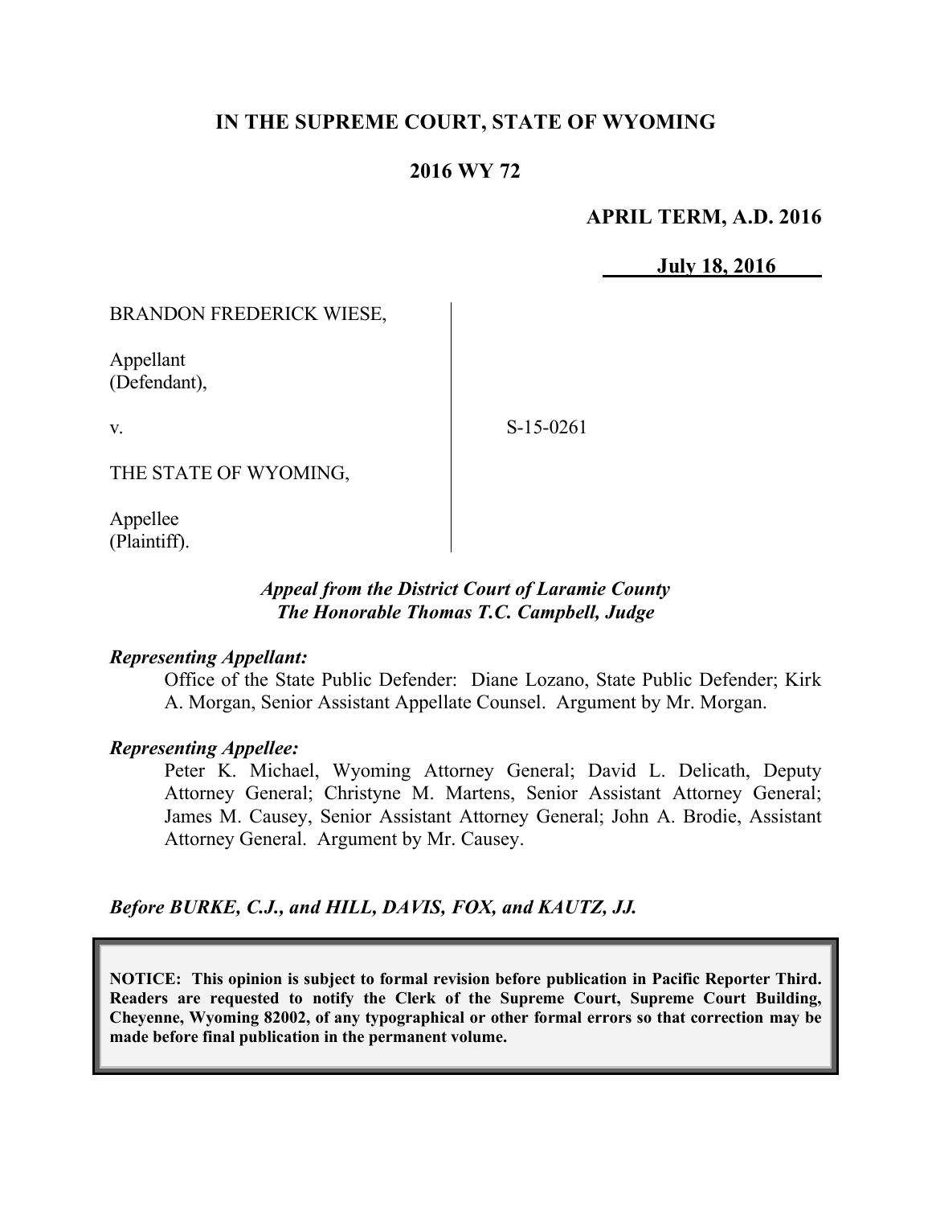# IN THE SUPREME COURT, STATE OF WYOMING

## 2016 WY 72

**APRIL TERM, A.D. 2016**

**July 18, 2016**

BRANDON FREDERICK WIESE,

Appellant
(Defendant),

v.

S-15-0261

THE STATE OF WYOMING,

Appellee
(Plaintiff).

*Appeal from the District Court of Laramie County*
*The Honorable Thomas T.C. Campbell, Judge*

*Representing Appellant:*

Office of the State Public Defender: Diane Lozano, State Public Defender; Kirk A. Morgan, Senior Assistant Appellate Counsel. Argument by Mr. Morgan.

*Representing Appellee:*

Peter K. Michael, Wyoming Attorney General; David L. Delicath, Deputy Attorney General; Christyne M. Martens, Senior Assistant Attorney General; James M. Causey, Senior Assistant Attorney General; John A. Brodie, Assistant Attorney General. Argument by Mr. Causey.

*Before BURKE, C.J., and HILL, DAVIS, FOX, and KAUTZ, JJ.*

**NOTICE: This opinion is subject to formal revision before publication in Pacific Reporter Third. Readers are requested to notify the Clerk of the Supreme Court, Supreme Court Building, Cheyenne, Wyoming 82002, of any typographical or other formal errors so that correction may be made before final publication in the permanent volume.**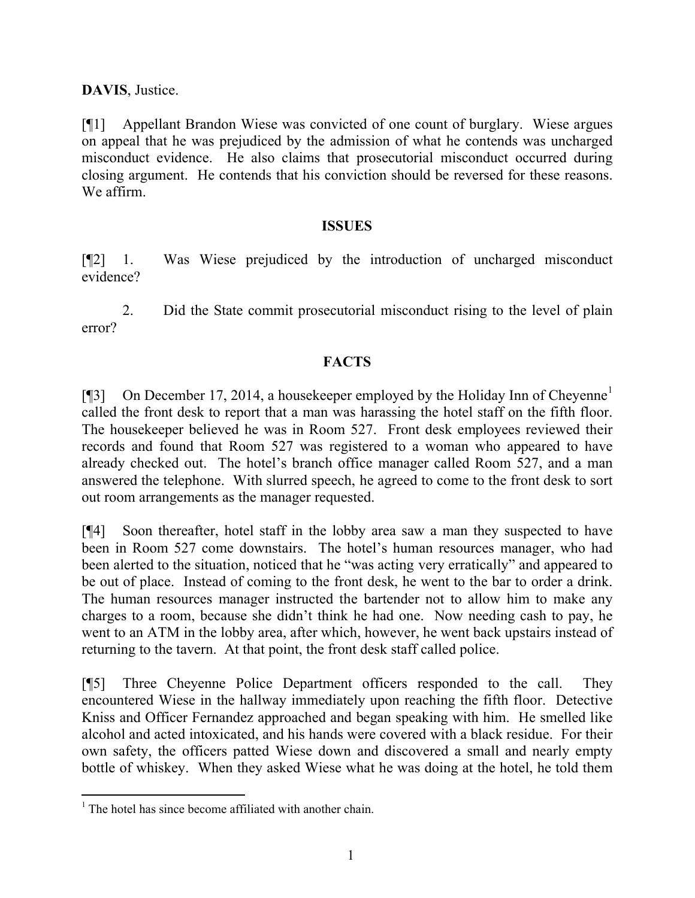**DAVIS**, Justice.

[¶1] Appellant Brandon Wiese was convicted of one count of burglary. Wiese argues on appeal that he was prejudiced by the admission of what he contends was uncharged misconduct evidence. He also claims that prosecutorial misconduct occurred during closing argument. He contends that his conviction should be reversed for these reasons. We affirm.

## ISSUES

[¶2] 1. Was Wiese prejudiced by the introduction of uncharged misconduct evidence?

2. Did the State commit prosecutorial misconduct rising to the level of plain error?

## FACTS

[¶3] On December 17, 2014, a housekeeper employed by the Holiday Inn of Cheyenne[1] called the front desk to report that a man was harassing the hotel staff on the fifth floor. The housekeeper believed he was in Room 527. Front desk employees reviewed their records and found that Room 527 was registered to a woman who appeared to have already checked out. The hotel's branch office manager called Room 527, and a man answered the telephone. With slurred speech, he agreed to come to the front desk to sort out room arrangements as the manager requested.

[¶4] Soon thereafter, hotel staff in the lobby area saw a man they suspected to have been in Room 527 come downstairs. The hotel's human resources manager, who had been alerted to the situation, noticed that he "was acting very erratically" and appeared to be out of place. Instead of coming to the front desk, he went to the bar to order a drink. The human resources manager instructed the bartender not to allow him to make any charges to a room, because she didn't think he had one. Now needing cash to pay, he went to an ATM in the lobby area, after which, however, he went back upstairs instead of returning to the tavern. At that point, the front desk staff called police.

[¶5] Three Cheyenne Police Department officers responded to the call. They encountered Wiese in the hallway immediately upon reaching the fifth floor. Detective Kniss and Officer Fernandez approached and began speaking with him. He smelled like alcohol and acted intoxicated, and his hands were covered with a black residue. For their own safety, the officers patted Wiese down and discovered a small and nearly empty bottle of whiskey. When they asked Wiese what he was doing at the hotel, he told them

---

[1] The hotel has since become affiliated with another chain.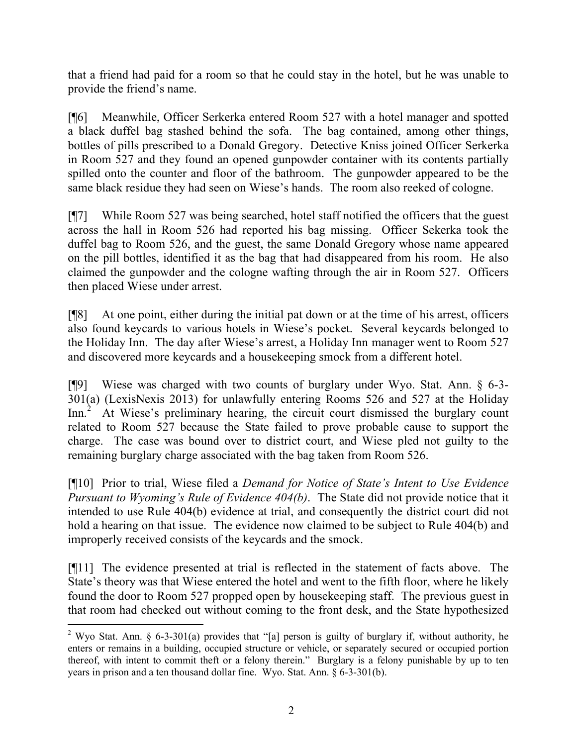that a friend had paid for a room so that he could stay in the hotel, but he was unable to provide the friend's name.

[¶6] Meanwhile, Officer Serkerka entered Room 527 with a hotel manager and spotted a black duffel bag stashed behind the sofa. The bag contained, among other things, bottles of pills prescribed to a Donald Gregory. Detective Kniss joined Officer Serkerka in Room 527 and they found an opened gunpowder container with its contents partially spilled onto the counter and floor of the bathroom. The gunpowder appeared to be the same black residue they had seen on Wiese's hands. The room also reeked of cologne.

[¶7] While Room 527 was being searched, hotel staff notified the officers that the guest across the hall in Room 526 had reported his bag missing. Officer Sekerka took the duffel bag to Room 526, and the guest, the same Donald Gregory whose name appeared on the pill bottles, identified it as the bag that had disappeared from his room. He also claimed the gunpowder and the cologne wafting through the air in Room 527. Officers then placed Wiese under arrest.

[¶8] At one point, either during the initial pat down or at the time of his arrest, officers also found keycards to various hotels in Wiese's pocket. Several keycards belonged to the Holiday Inn. The day after Wiese's arrest, a Holiday Inn manager went to Room 527 and discovered more keycards and a housekeeping smock from a different hotel.

[¶9] Wiese was charged with two counts of burglary under Wyo. Stat. Ann. § 6-3-301(a) (LexisNexis 2013) for unlawfully entering Rooms 526 and 527 at the Holiday Inn.[2] At Wiese's preliminary hearing, the circuit court dismissed the burglary count related to Room 527 because the State failed to prove probable cause to support the charge. The case was bound over to district court, and Wiese pled not guilty to the remaining burglary charge associated with the bag taken from Room 526.

[¶10] Prior to trial, Wiese filed a *Demand for Notice of State's Intent to Use Evidence Pursuant to Wyoming's Rule of Evidence 404(b)*. The State did not provide notice that it intended to use Rule 404(b) evidence at trial, and consequently the district court did not hold a hearing on that issue. The evidence now claimed to be subject to Rule 404(b) and improperly received consists of the keycards and the smock.

[¶11] The evidence presented at trial is reflected in the statement of facts above. The State's theory was that Wiese entered the hotel and went to the fifth floor, where he likely found the door to Room 527 propped open by housekeeping staff. The previous guest in that room had checked out without coming to the front desk, and the State hypothesized

---

[2] Wyo Stat. Ann. § 6-3-301(a) provides that "[a] person is guilty of burglary if, without authority, he enters or remains in a building, occupied structure or vehicle, or separately secured or occupied portion thereof, with intent to commit theft or a felony therein." Burglary is a felony punishable by up to ten years in prison and a ten thousand dollar fine. Wyo. Stat. Ann. § 6-3-301(b).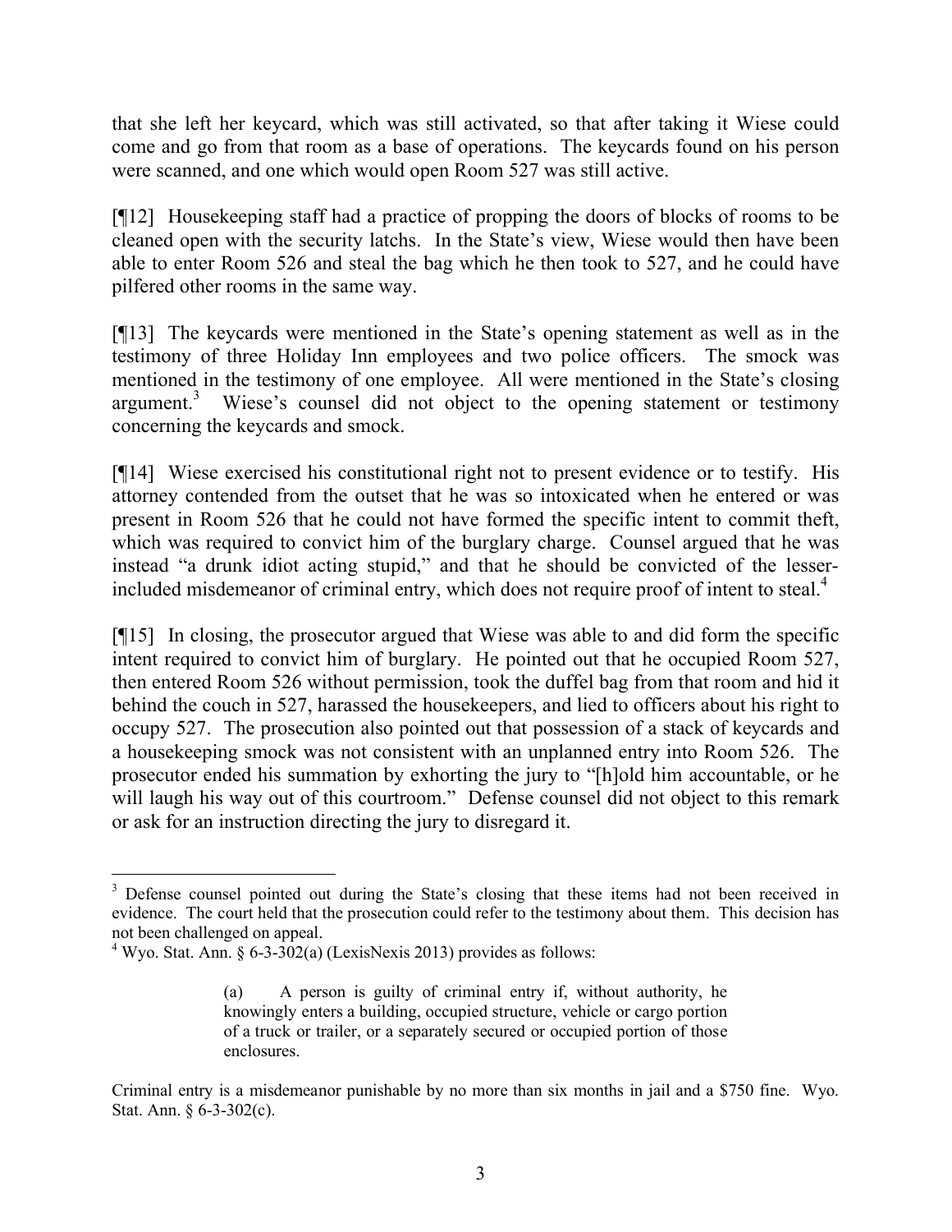that she left her keycard, which was still activated, so that after taking it Wiese could come and go from that room as a base of operations. The keycards found on his person were scanned, and one which would open Room 527 was still active.

[¶12] Housekeeping staff had a practice of propping the doors of blocks of rooms to be cleaned open with the security latches. In the State's view, Wiese would then have been able to enter Room 526 and steal the bag which he then took to 527, and he could have pilfered other rooms in the same way.

[¶13] The keycards were mentioned in the State's opening statement as well as in the testimony of three Holiday Inn employees and two police officers. The smock was mentioned in the testimony of one employee. All were mentioned in the State's closing argument.[3] Wiese's counsel did not object to the opening statement or testimony concerning the keycards and smock.

[¶14] Wiese exercised his constitutional right not to present evidence or to testify. His attorney contended from the outset that he was so intoxicated when he entered or was present in Room 526 that he could not have formed the specific intent to commit theft, which was required to convict him of the burglary charge. Counsel argued that he was instead "a drunk idiot acting stupid," and that he should be convicted of the lesser-included misdemeanor of criminal entry, which does not require proof of intent to steal.[4]

[¶15] In closing, the prosecutor argued that Wiese was able to and did form the specific intent required to convict him of burglary. He pointed out that he occupied Room 527, then entered Room 526 without permission, took the duffel bag from that room and hid it behind the couch in 527, harassed the housekeepers, and lied to officers about his right to occupy 527. The prosecution also pointed out that possession of a stack of keycards and a housekeeping smock was not consistent with an unplanned entry into Room 526. The prosecutor ended his summation by exhorting the jury to "[h]old him accountable, or he will laugh his way out of this courtroom." Defense counsel did not object to this remark or ask for an instruction directing the jury to disregard it.

---

[3] Defense counsel pointed out during the State's closing that these items had not been received in evidence. The court held that the prosecution could refer to the testimony about them. This decision has not been challenged on appeal.

[4] Wyo. Stat. Ann. § 6-3-302(a) (LexisNexis 2013) provides as follows:

> (a) A person is guilty of criminal entry if, without authority, he knowingly enters a building, occupied structure, vehicle or cargo portion of a truck or trailer, or a separately secured or occupied portion of those enclosures.

Criminal entry is a misdemeanor punishable by no more than six months in jail and a $750 fine. Wyo. Stat. Ann. § 6-3-302(c).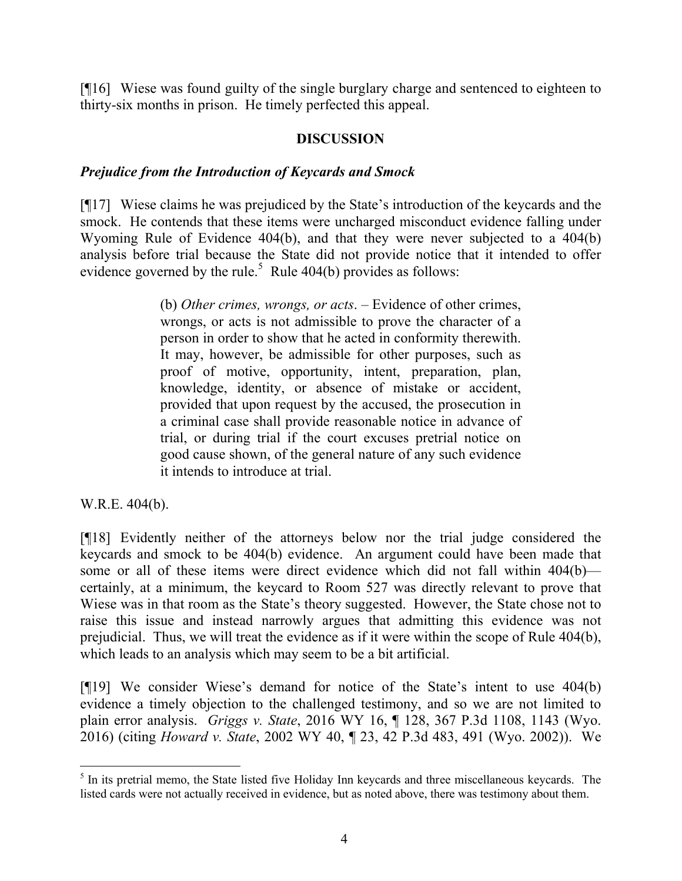[¶16] Wiese was found guilty of the single burglary charge and sentenced to eighteen to thirty-six months in prison. He timely perfected this appeal.

## DISCUSSION

### *Prejudice from the Introduction of Keycards and Smock*

[¶17] Wiese claims he was prejudiced by the State's introduction of the keycards and the smock. He contends that these items were uncharged misconduct evidence falling under Wyoming Rule of Evidence 404(b), and that they were never subjected to a 404(b) analysis before trial because the State did not provide notice that it intended to offer evidence governed by the rule.[5] Rule 404(b) provides as follows:

> (b) *Other crimes, wrongs, or acts*. – Evidence of other crimes, wrongs, or acts is not admissible to prove the character of a person in order to show that he acted in conformity therewith. It may, however, be admissible for other purposes, such as proof of motive, opportunity, intent, preparation, plan, knowledge, identity, or absence of mistake or accident, provided that upon request by the accused, the prosecution in a criminal case shall provide reasonable notice in advance of trial, or during trial if the court excuses pretrial notice on good cause shown, of the general nature of any such evidence it intends to introduce at trial.

W.R.E. 404(b).

[¶18] Evidently neither of the attorneys below nor the trial judge considered the keycards and smock to be 404(b) evidence. An argument could have been made that some or all of these items were direct evidence which did not fall within 404(b)—certainly, at a minimum, the keycard to Room 527 was directly relevant to prove that Wiese was in that room as the State's theory suggested. However, the State chose not to raise this issue and instead narrowly argues that admitting this evidence was not prejudicial. Thus, we will treat the evidence as if it were within the scope of Rule 404(b), which leads to an analysis which may seem to be a bit artificial.

[¶19] We consider Wiese's demand for notice of the State's intent to use 404(b) evidence a timely objection to the challenged testimony, and so we are not limited to plain error analysis. *Griggs v. State*, 2016 WY 16, ¶ 128, 367 P.3d 1108, 1143 (Wyo. 2016) (citing *Howard v. State*, 2002 WY 40, ¶ 23, 42 P.3d 483, 491 (Wyo. 2002)). We

---

[5] In its pretrial memo, the State listed five Holiday Inn keycards and three miscellaneous keycards. The listed cards were not actually received in evidence, but as noted above, there was testimony about them.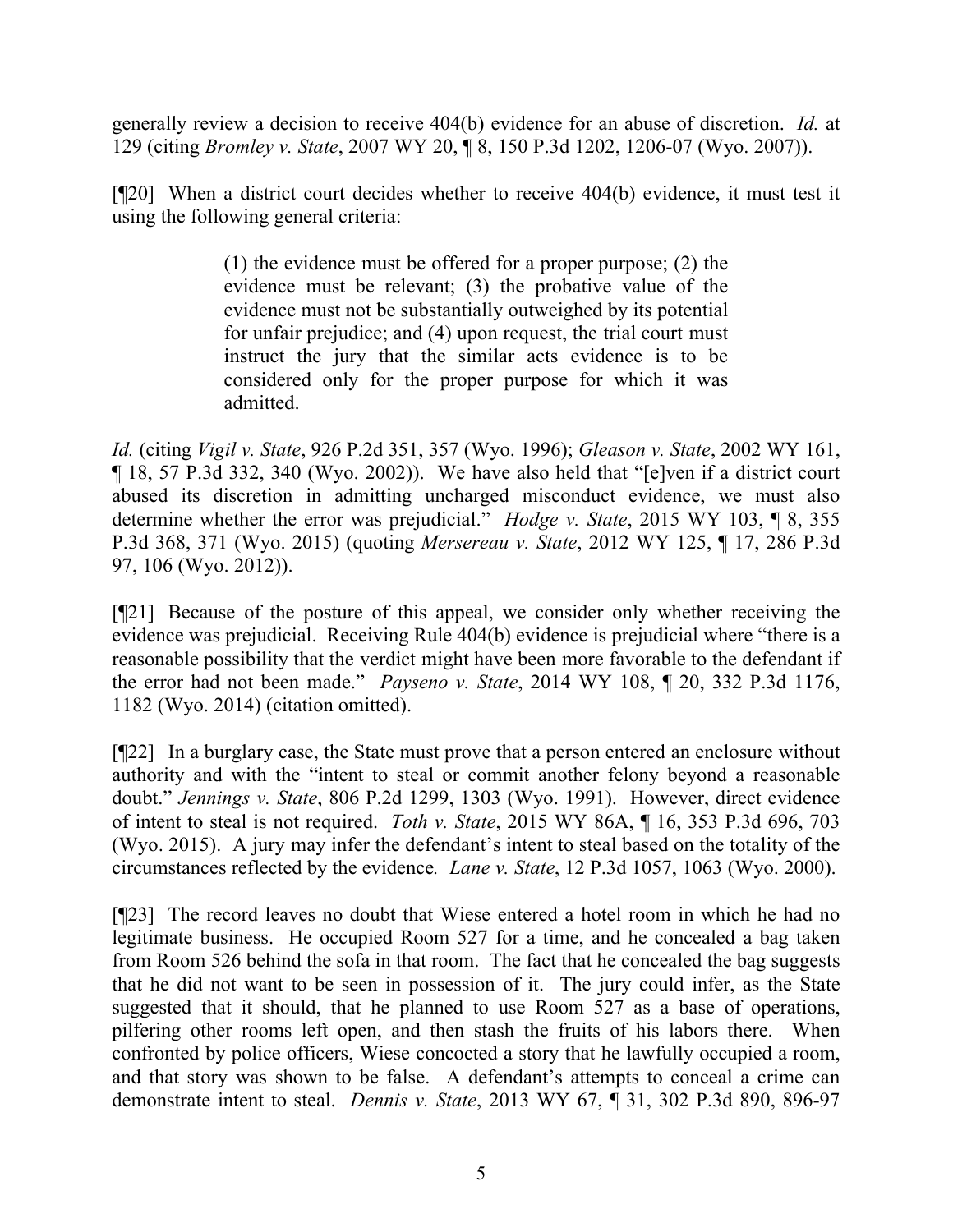generally review a decision to receive 404(b) evidence for an abuse of discretion. *Id.* at 129 (citing *Bromley v. State*, 2007 WY 20, ¶ 8, 150 P.3d 1202, 1206-07 (Wyo. 2007)).

[¶20] When a district court decides whether to receive 404(b) evidence, it must test it using the following general criteria:

> (1) the evidence must be offered for a proper purpose; (2) the evidence must be relevant; (3) the probative value of the evidence must not be substantially outweighed by its potential for unfair prejudice; and (4) upon request, the trial court must instruct the jury that the similar acts evidence is to be considered only for the proper purpose for which it was admitted.

*Id.* (citing *Vigil v. State*, 926 P.2d 351, 357 (Wyo. 1996); *Gleason v. State*, 2002 WY 161, ¶ 18, 57 P.3d 332, 340 (Wyo. 2002)). We have also held that "[e]ven if a district court abused its discretion in admitting uncharged misconduct evidence, we must also determine whether the error was prejudicial." *Hodge v. State*, 2015 WY 103, ¶ 8, 355 P.3d 368, 371 (Wyo. 2015) (quoting *Mersereau v. State*, 2012 WY 125, ¶ 17, 286 P.3d 97, 106 (Wyo. 2012)).

[¶21] Because of the posture of this appeal, we consider only whether receiving the evidence was prejudicial. Receiving Rule 404(b) evidence is prejudicial where "there is a reasonable possibility that the verdict might have been more favorable to the defendant if the error had not been made." *Payseno v. State*, 2014 WY 108, ¶ 20, 332 P.3d 1176, 1182 (Wyo. 2014) (citation omitted).

[¶22] In a burglary case, the State must prove that a person entered an enclosure without authority and with the "intent to steal or commit another felony beyond a reasonable doubt." *Jennings v. State*, 806 P.2d 1299, 1303 (Wyo. 1991). However, direct evidence of intent to steal is not required. *Toth v. State*, 2015 WY 86A, ¶ 16, 353 P.3d 696, 703 (Wyo. 2015). A jury may infer the defendant's intent to steal based on the totality of the circumstances reflected by the evidence. *Lane v. State*, 12 P.3d 1057, 1063 (Wyo. 2000).

[¶23] The record leaves no doubt that Wiese entered a hotel room in which he had no legitimate business. He occupied Room 527 for a time, and he concealed a bag taken from Room 526 behind the sofa in that room. The fact that he concealed the bag suggests that he did not want to be seen in possession of it. The jury could infer, as the State suggested that it should, that he planned to use Room 527 as a base of operations, pilfering other rooms left open, and then stash the fruits of his labors there. When confronted by police officers, Wiese concocted a story that he lawfully occupied a room, and that story was shown to be false. A defendant's attempts to conceal a crime can demonstrate intent to steal. *Dennis v. State*, 2013 WY 67, ¶ 31, 302 P.3d 890, 896-97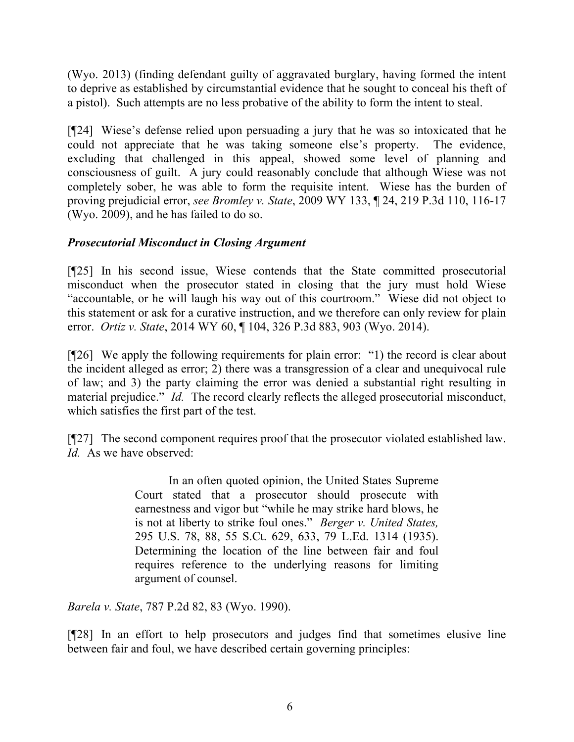(Wyo. 2013) (finding defendant guilty of aggravated burglary, having formed the intent to deprive as established by circumstantial evidence that he sought to conceal his theft of a pistol). Such attempts are no less probative of the ability to form the intent to steal.

[¶24] Wiese's defense relied upon persuading a jury that he was so intoxicated that he could not appreciate that he was taking someone else's property. The evidence, excluding that challenged in this appeal, showed some level of planning and consciousness of guilt. A jury could reasonably conclude that although Wiese was not completely sober, he was able to form the requisite intent. Wiese has the burden of proving prejudicial error, *see Bromley v. State*, 2009 WY 133, ¶ 24, 219 P.3d 110, 116-17 (Wyo. 2009), and he has failed to do so.

***Prosecutorial Misconduct in Closing Argument***

[¶25] In his second issue, Wiese contends that the State committed prosecutorial misconduct when the prosecutor stated in closing that the jury must hold Wiese "accountable, or he will laugh his way out of this courtroom." Wiese did not object to this statement or ask for a curative instruction, and we therefore can only review for plain error. *Ortiz v. State*, 2014 WY 60, ¶ 104, 326 P.3d 883, 903 (Wyo. 2014).

[¶26] We apply the following requirements for plain error: "1) the record is clear about the incident alleged as error; 2) there was a transgression of a clear and unequivocal rule of law; and 3) the party claiming the error was denied a substantial right resulting in material prejudice." *Id.* The record clearly reflects the alleged prosecutorial misconduct, which satisfies the first part of the test.

[¶27] The second component requires proof that the prosecutor violated established law. *Id.* As we have observed:

> In an often quoted opinion, the United States Supreme Court stated that a prosecutor should prosecute with earnestness and vigor but "while he may strike hard blows, he is not at liberty to strike foul ones." *Berger v. United States,* 295 U.S. 78, 88, 55 S.Ct. 629, 633, 79 L.Ed. 1314 (1935). Determining the location of the line between fair and foul requires reference to the underlying reasons for limiting argument of counsel.

*Barela v. State*, 787 P.2d 82, 83 (Wyo. 1990).

[¶28] In an effort to help prosecutors and judges find that sometimes elusive line between fair and foul, we have described certain governing principles: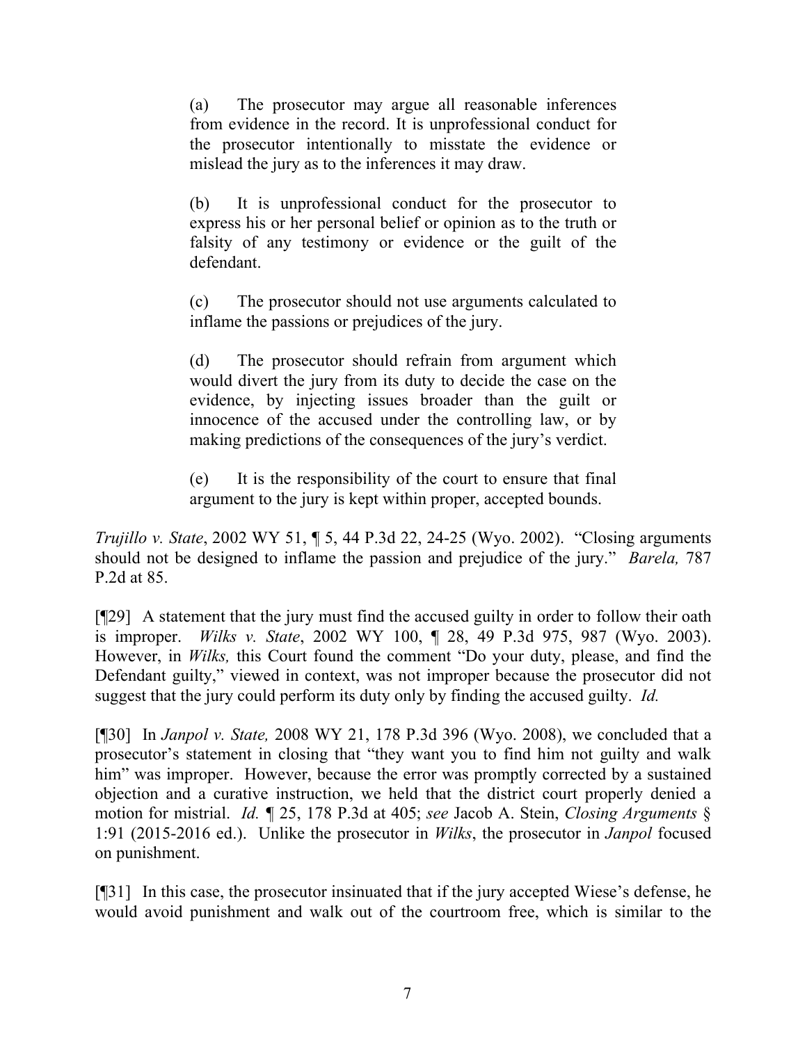> (a) The prosecutor may argue all reasonable inferences from evidence in the record. It is unprofessional conduct for the prosecutor intentionally to misstate the evidence or mislead the jury as to the inferences it may draw.
>
> (b) It is unprofessional conduct for the prosecutor to express his or her personal belief or opinion as to the truth or falsity of any testimony or evidence or the guilt of the defendant.
>
> (c) The prosecutor should not use arguments calculated to inflame the passions or prejudices of the jury.
>
> (d) The prosecutor should refrain from argument which would divert the jury from its duty to decide the case on the evidence, by injecting issues broader than the guilt or innocence of the accused under the controlling law, or by making predictions of the consequences of the jury's verdict.
>
> (e) It is the responsibility of the court to ensure that final argument to the jury is kept within proper, accepted bounds.

*Trujillo v. State*, 2002 WY 51, ¶ 5, 44 P.3d 22, 24-25 (Wyo. 2002). "Closing arguments should not be designed to inflame the passion and prejudice of the jury." *Barela,* 787 P.2d at 85.

[¶29] A statement that the jury must find the accused guilty in order to follow their oath is improper. *Wilks v. State*, 2002 WY 100, ¶ 28, 49 P.3d 975, 987 (Wyo. 2003). However, in *Wilks,* this Court found the comment "Do your duty, please, and find the Defendant guilty," viewed in context, was not improper because the prosecutor did not suggest that the jury could perform its duty only by finding the accused guilty. *Id.*

[¶30] In *Janpol v. State,* 2008 WY 21, 178 P.3d 396 (Wyo. 2008), we concluded that a prosecutor's statement in closing that "they want you to find him not guilty and walk him" was improper. However, because the error was promptly corrected by a sustained objection and a curative instruction, we held that the district court properly denied a motion for mistrial. *Id.* ¶ 25, 178 P.3d at 405; *see* Jacob A. Stein, *Closing Arguments* § 1:91 (2015-2016 ed.). Unlike the prosecutor in *Wilks*, the prosecutor in *Janpol* focused on punishment.

[¶31] In this case, the prosecutor insinuated that if the jury accepted Wiese's defense, he would avoid punishment and walk out of the courtroom free, which is similar to the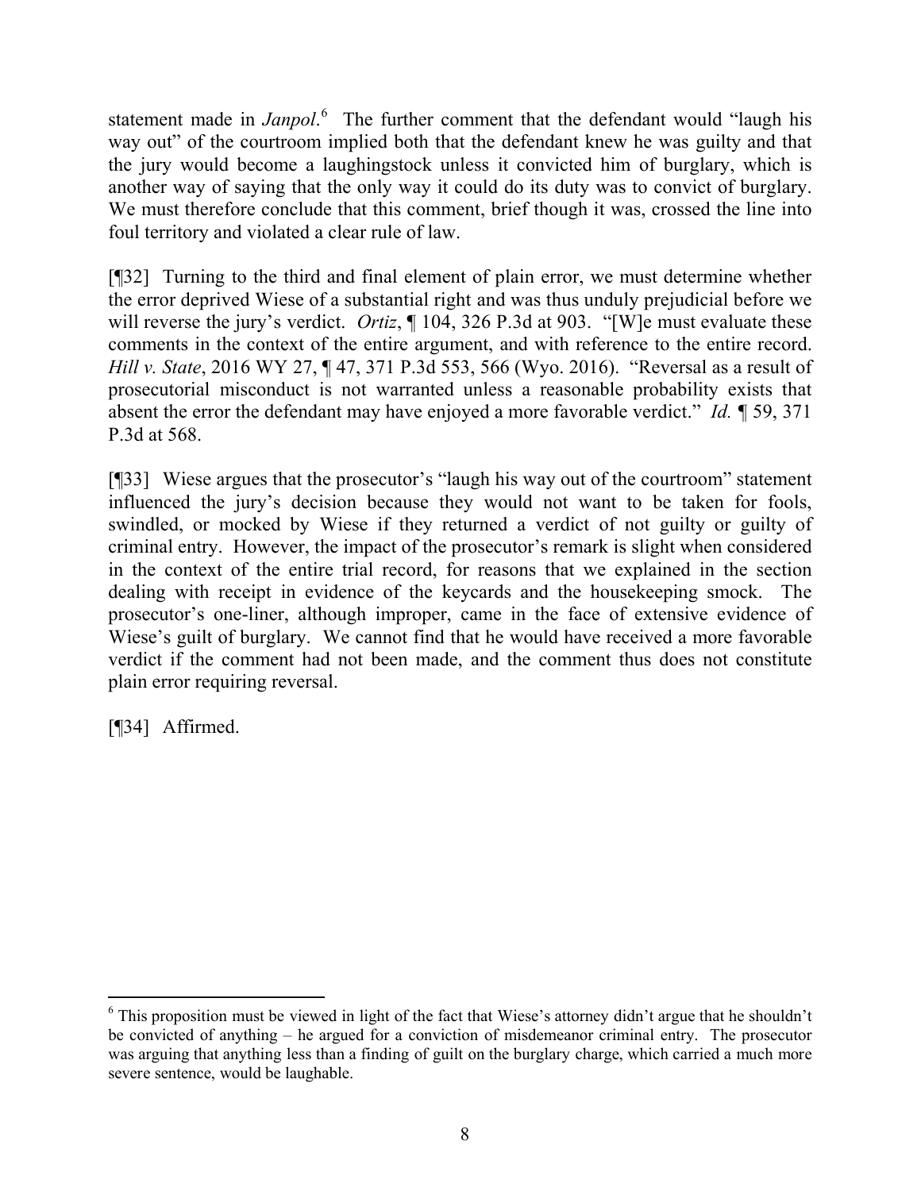statement made in *Janpol*.[6] The further comment that the defendant would "laugh his way out" of the courtroom implied both that the defendant knew he was guilty and that the jury would become a laughingstock unless it convicted him of burglary, which is another way of saying that the only way it could do its duty was to convict of burglary. We must therefore conclude that this comment, brief though it was, crossed the line into foul territory and violated a clear rule of law.

[¶32] Turning to the third and final element of plain error, we must determine whether the error deprived Wiese of a substantial right and was thus unduly prejudicial before we will reverse the jury's verdict. *Ortiz*, ¶ 104, 326 P.3d at 903. "[W]e must evaluate these comments in the context of the entire argument, and with reference to the entire record. *Hill v. State*, 2016 WY 27, ¶ 47, 371 P.3d 553, 566 (Wyo. 2016). "Reversal as a result of prosecutorial misconduct is not warranted unless a reasonable probability exists that absent the error the defendant may have enjoyed a more favorable verdict." *Id.* ¶ 59, 371 P.3d at 568.

[¶33] Wiese argues that the prosecutor's "laugh his way out of the courtroom" statement influenced the jury's decision because they would not want to be taken for fools, swindled, or mocked by Wiese if they returned a verdict of not guilty or guilty of criminal entry. However, the impact of the prosecutor's remark is slight when considered in the context of the entire trial record, for reasons that we explained in the section dealing with receipt in evidence of the keycards and the housekeeping smock. The prosecutor's one-liner, although improper, came in the face of extensive evidence of Wiese's guilt of burglary. We cannot find that he would have received a more favorable verdict if the comment had not been made, and the comment thus does not constitute plain error requiring reversal.

[¶34] Affirmed.

---

[6] This proposition must be viewed in light of the fact that Wiese's attorney didn't argue that he shouldn't be convicted of anything – he argued for a conviction of misdemeanor criminal entry. The prosecutor was arguing that anything less than a finding of guilt on the burglary charge, which carried a much more severe sentence, would be laughable.